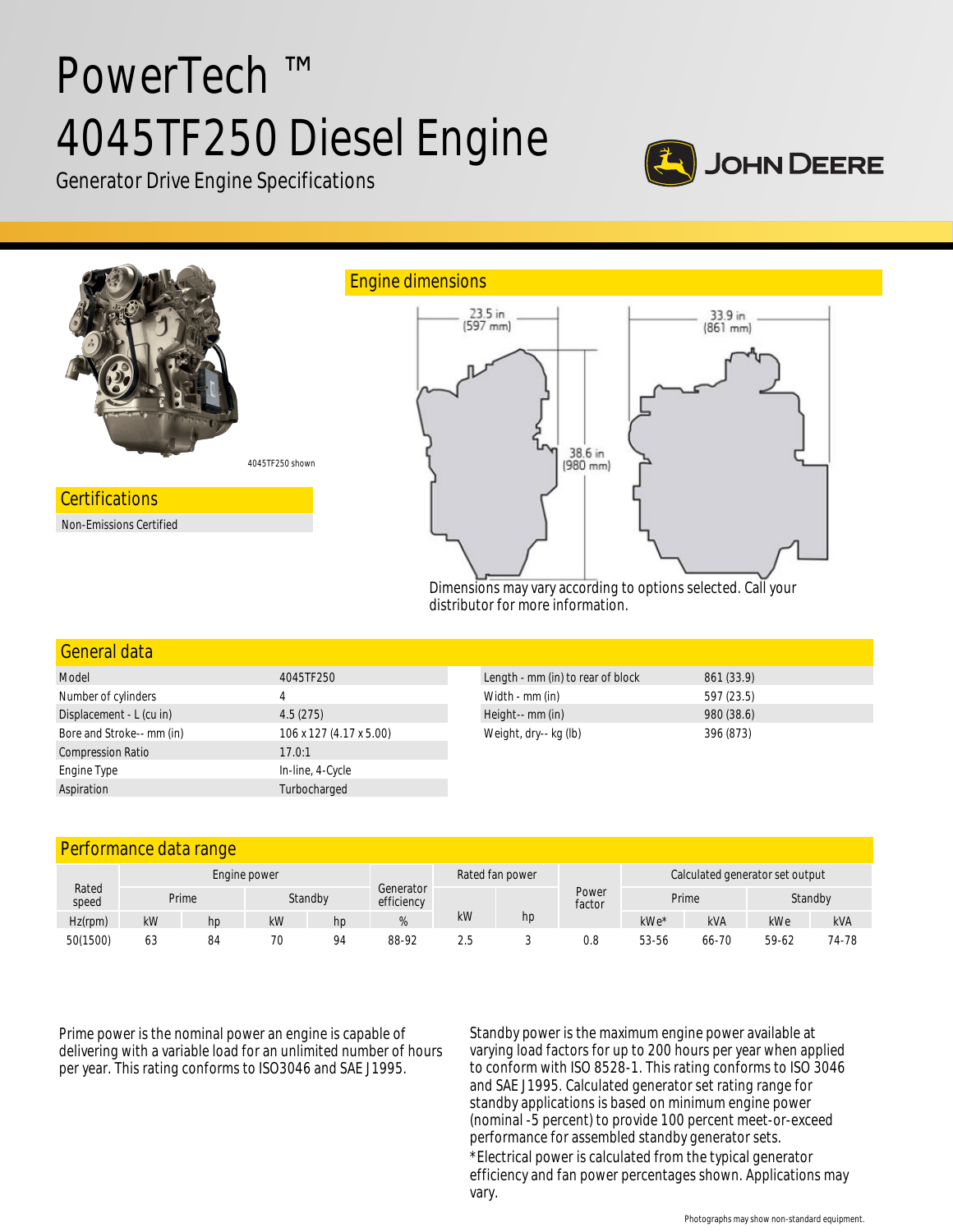# PowerTech ™ 4045TF250 Diesel Engine

Generator Drive Engine Specifications

JOHN DEERE

4045TF250 shown

## Certifications

Non-Emissions Certified

## Engine dimensions

23.5 in (597 mm)

33.9 in (861 mm)

38.6 in (980 mm)

Dimensions may vary according to options selected. Call your distributor for more information.

## General data

| Model | 4045TF250 |
|---|---|
| Number of cylinders | 4 |
| Displacement - L (cu in) | 4.5 (275) |
| Bore and Stroke-- mm (in) | 106 x 127 (4.17 x 5.00) |
| Compression Ratio | 17.0:1 |
| Engine Type | In-line, 4-Cycle |
| Aspiration | Turbocharged |

| Length - mm (in) to rear of block | 861 (33.9) |
|---|---|
| Width - mm (in) | 597 (23.5) |
| Height-- mm (in) | 980 (38.6) |
| Weight, dry-- kg (lb) | 396 (873) |

## Performance data range

| Rated speed | Engine power | | | | Generator efficiency | Rated fan power | | Power factor | Calculated generator set output | | | |
|---|---|---|---|---|---|---|---|---|---|---|---|---|
| | Prime | | Standby | | | | | | Prime | | Standby | |
| Hz(rpm) | kW | hp | kW | hp | % | kW | hp | | kWe* | kVA | kWe | kVA |
| 50(1500) | 63 | 84 | 70 | 94 | 88-92 | 2.5 | 3 | 0.8 | 53-56 | 66-70 | 59-62 | 74-78 |

Prime power is the nominal power an engine is capable of delivering with a variable load for an unlimited number of hours per year. This rating conforms to ISO3046 and SAE J1995.

Standby power is the maximum engine power available at varying load factors for up to 200 hours per year when applied to conform with ISO 8528-1. This rating conforms to ISO 3046 and SAE J1995. Calculated generator set rating range for standby applications is based on minimum engine power (nominal -5 percent) to provide 100 percent meet-or-exceed performance for assembled standby generator sets.

*Electrical power is calculated from the typical generator efficiency and fan power percentages shown. Applications may vary.

Photographs may show non-standard equipment.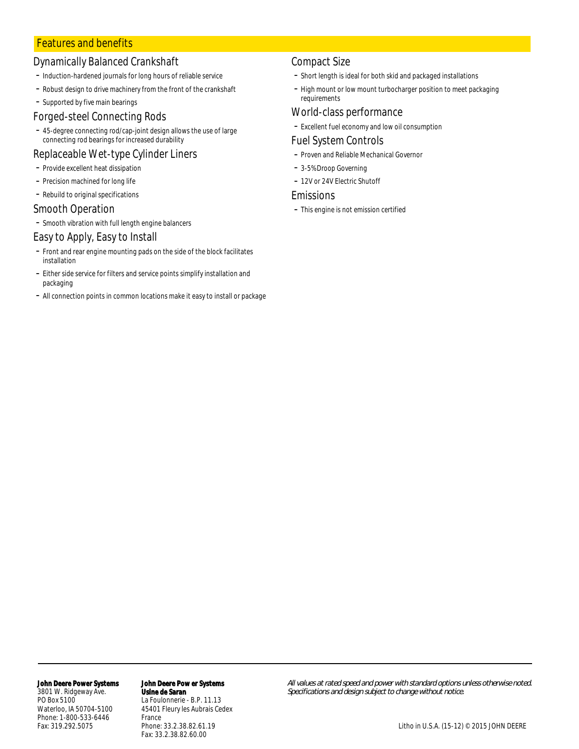## Features and benefits

### Dynamically Balanced Crankshaft

- Induction-hardened journals for long hours of reliable service
- Robust design to drive machinery from the front of the crankshaft
- Supported by five main bearings

### Forged-steel Connecting Rods

- 45-degree connecting rod/cap-joint design allows the use of large connecting rod bearings for increased durability

### Replaceable Wet-type Cylinder Liners

- Provide excellent heat dissipation
- Precision machined for long life
- Rebuild to original specifications

### Smooth Operation

- Smooth vibration with full length engine balancers

### Easy to Apply, Easy to Install

- Front and rear engine mounting pads on the side of the block facilitates installation
- Either side service for filters and service points simplify installation and packaging
- All connection points in common locations make it easy to install or package

### Compact Size

- Short length is ideal for both skid and packaged installations
- High mount or low mount turbocharger position to meet packaging requirements

### World-class performance

- Excellent fuel economy and low oil consumption

### Fuel System Controls

- Proven and Reliable Mechanical Governor
- 3-5% Droop Governing
- 12V or 24V Electric Shutoff

### Emissions

- This engine is not emission certified

---

**John Deere Power Systems**
3801 W. Ridgeway Ave.
PO Box 5100
Waterloo, IA 50704-5100
Phone: 1-800-533-6446
Fax: 319.292.5075

**John Deere Power Systems**
**Usine de Saran**
La Foulonnerie - B.P. 11.13
45401 Fleury les Aubrais Cedex
France
Phone: 33.2.38.82.61.19
Fax: 33.2.38.82.60.00

*All values at rated speed and power with standard options unless otherwise noted. Specifications and design subject to change without notice.*

Litho in U.S.A. (15-12) © 2015 JOHN DEERE